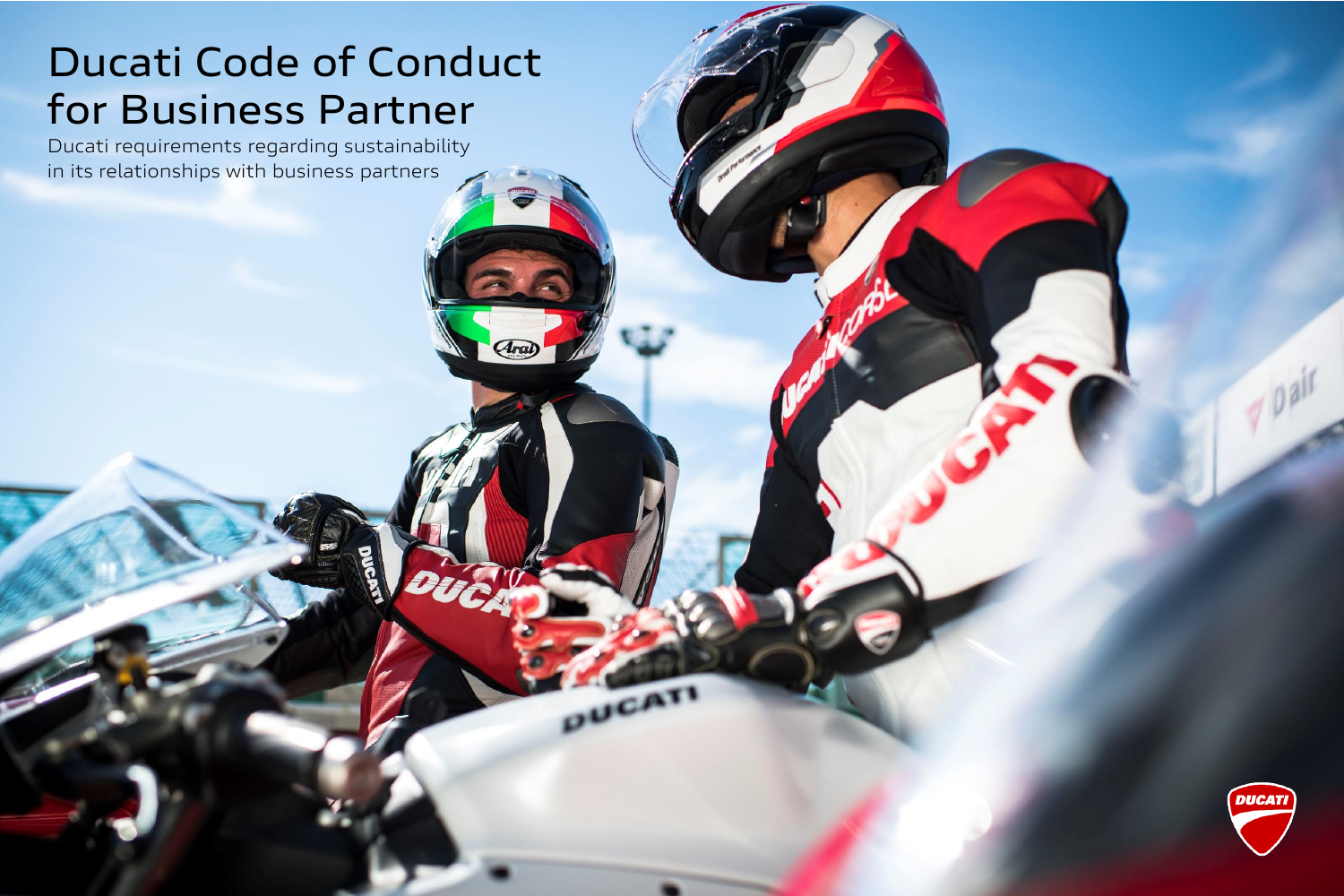# Ducati Code of Conduct for Business Partner

Ducati requirements regarding sustainability in its relationships with business partners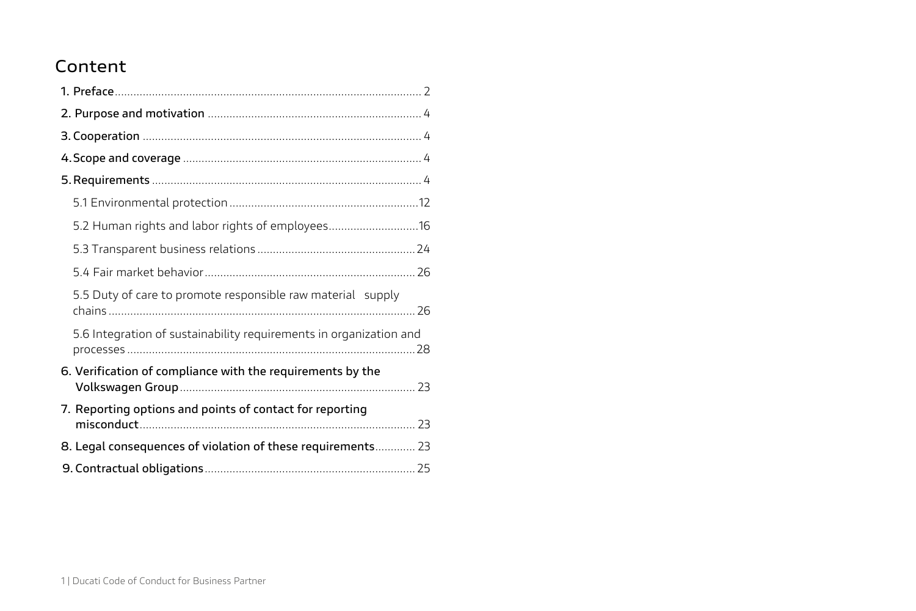# Content

- **1. Preface** .......... 2
- **2. Purpose and motivation** .......... 4
- **3. Cooperation** .......... 4
- **4. Scope and coverage** .......... 4
- **5. Requirements** .......... 4
  - 5.1 Environmental protection .......... 12
  - 5.2 Human rights and labor rights of employees .......... 16
  - 5.3 Transparent business relations .......... 24
  - 5.4 Fair market behavior .......... 26
  - 5.5 Duty of care to promote responsible raw material supply chains .......... 26
  - 5.6 Integration of sustainability requirements in organization and processes .......... 28
- **6. Verification of compliance with the requirements by the Volkswagen Group** .......... 23
- **7. Reporting options and points of contact for reporting misconduct** .......... 23
- **8. Legal consequences of violation of these requirements** .......... 23
- **9. Contractual obligations** .......... 25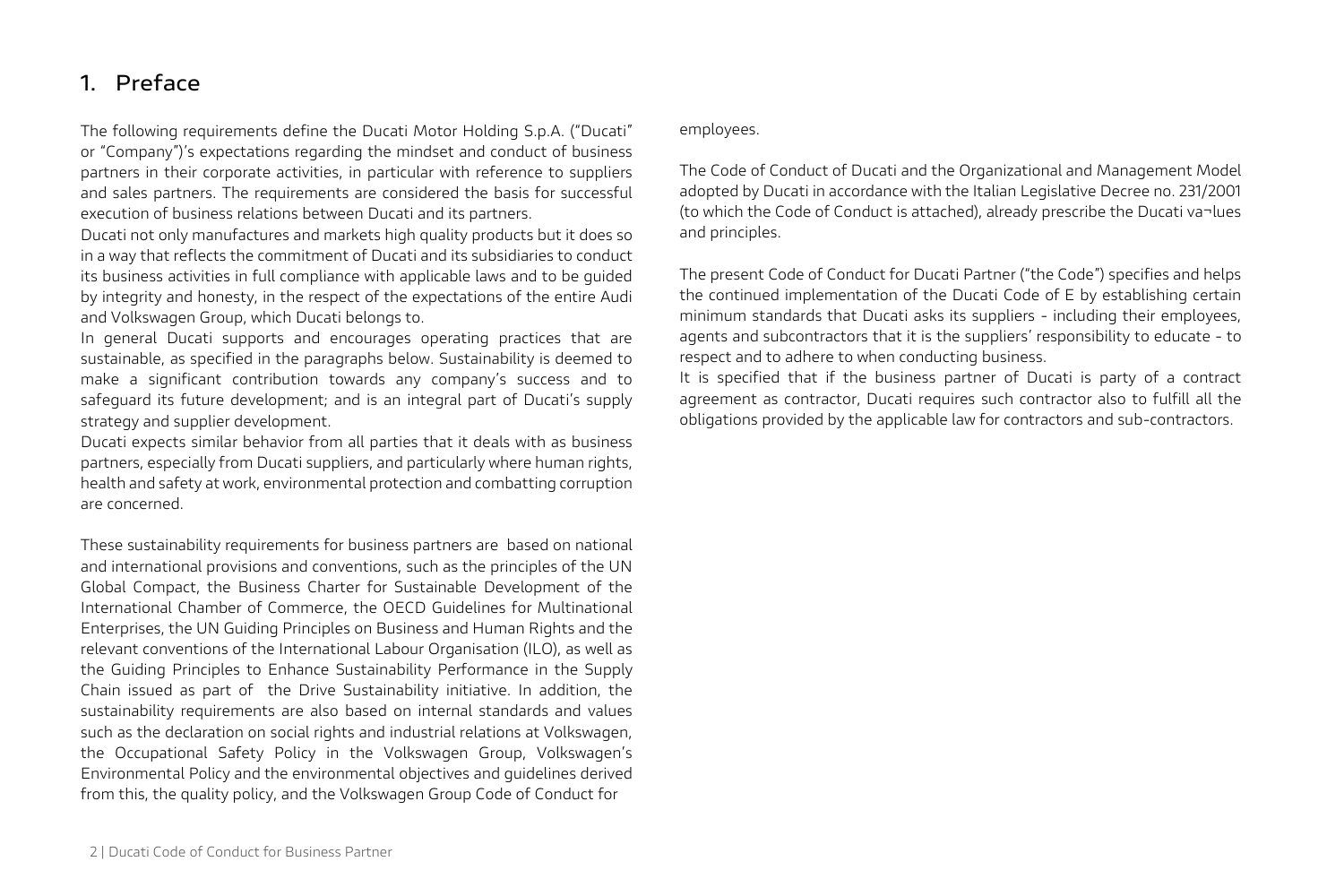# 1. Preface

The following requirements define the Ducati Motor Holding S.p.A. ("Ducati" or "Company")'s expectations regarding the mindset and conduct of business partners in their corporate activities, in particular with reference to suppliers and sales partners. The requirements are considered the basis for successful execution of business relations between Ducati and its partners.

Ducati not only manufactures and markets high quality products but it does so in a way that reflects the commitment of Ducati and its subsidiaries to conduct its business activities in full compliance with applicable laws and to be guided by integrity and honesty, in the respect of the expectations of the entire Audi and Volkswagen Group, which Ducati belongs to.

In general Ducati supports and encourages operating practices that are sustainable, as specified in the paragraphs below. Sustainability is deemed to make a significant contribution towards any company's success and to safeguard its future development; and is an integral part of Ducati's supply strategy and supplier development.

Ducati expects similar behavior from all parties that it deals with as business partners, especially from Ducati suppliers, and particularly where human rights, health and safety at work, environmental protection and combatting corruption are concerned.

These sustainability requirements for business partners are based on national and international provisions and conventions, such as the principles of the UN Global Compact, the Business Charter for Sustainable Development of the International Chamber of Commerce, the OECD Guidelines for Multinational Enterprises, the UN Guiding Principles on Business and Human Rights and the relevant conventions of the International Labour Organisation (ILO), as well as the Guiding Principles to Enhance Sustainability Performance in the Supply Chain issued as part of the Drive Sustainability initiative. In addition, the sustainability requirements are also based on internal standards and values such as the declaration on social rights and industrial relations at Volkswagen, the Occupational Safety Policy in the Volkswagen Group, Volkswagen's Environmental Policy and the environmental objectives and guidelines derived from this, the quality policy, and the Volkswagen Group Code of Conduct for employees.

The Code of Conduct of Ducati and the Organizational and Management Model adopted by Ducati in accordance with the Italian Legislative Decree no. 231/2001 (to which the Code of Conduct is attached), already prescribe the Ducati va¬lues and principles.

The present Code of Conduct for Ducati Partner ("the Code") specifies and helps the continued implementation of the Ducati Code of E by establishing certain minimum standards that Ducati asks its suppliers - including their employees, agents and subcontractors that it is the suppliers' responsibility to educate - to respect and to adhere to when conducting business.

It is specified that if the business partner of Ducati is party of a contract agreement as contractor, Ducati requires such contractor also to fulfill all the obligations provided by the applicable law for contractors and sub-contractors.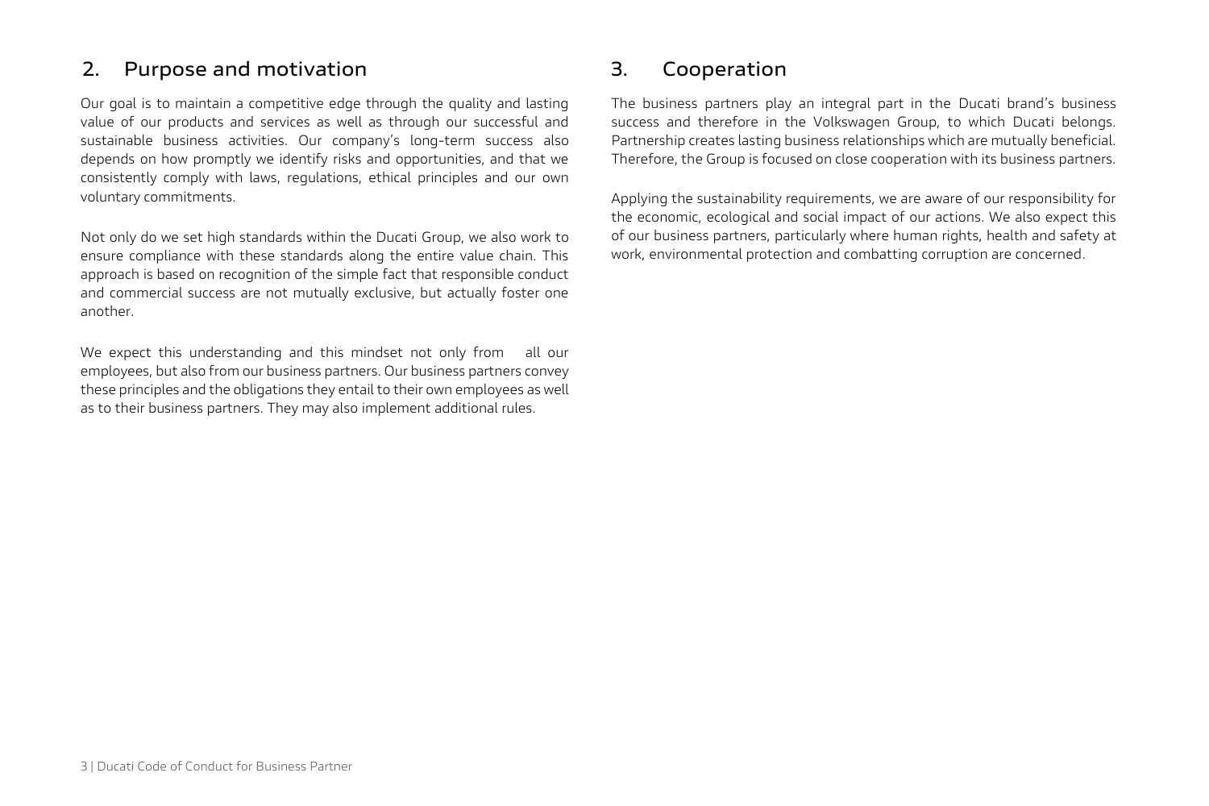## 2. Purpose and motivation

Our goal is to maintain a competitive edge through the quality and lasting value of our products and services as well as through our successful and sustainable business activities. Our company's long-term success also depends on how promptly we identify risks and opportunities, and that we consistently comply with laws, regulations, ethical principles and our own voluntary commitments.

Not only do we set high standards within the Ducati Group, we also work to ensure compliance with these standards along the entire value chain. This approach is based on recognition of the simple fact that responsible conduct and commercial success are not mutually exclusive, but actually foster one another.

We expect this understanding and this mindset not only from all our employees, but also from our business partners. Our business partners convey these principles and the obligations they entail to their own employees as well as to their business partners. They may also implement additional rules.

## 3. Cooperation

The business partners play an integral part in the Ducati brand's business success and therefore in the Volkswagen Group, to which Ducati belongs. Partnership creates lasting business relationships which are mutually beneficial. Therefore, the Group is focused on close cooperation with its business partners.

Applying the sustainability requirements, we are aware of our responsibility for the economic, ecological and social impact of our actions. We also expect this of our business partners, particularly where human rights, health and safety at work, environmental protection and combatting corruption are concerned.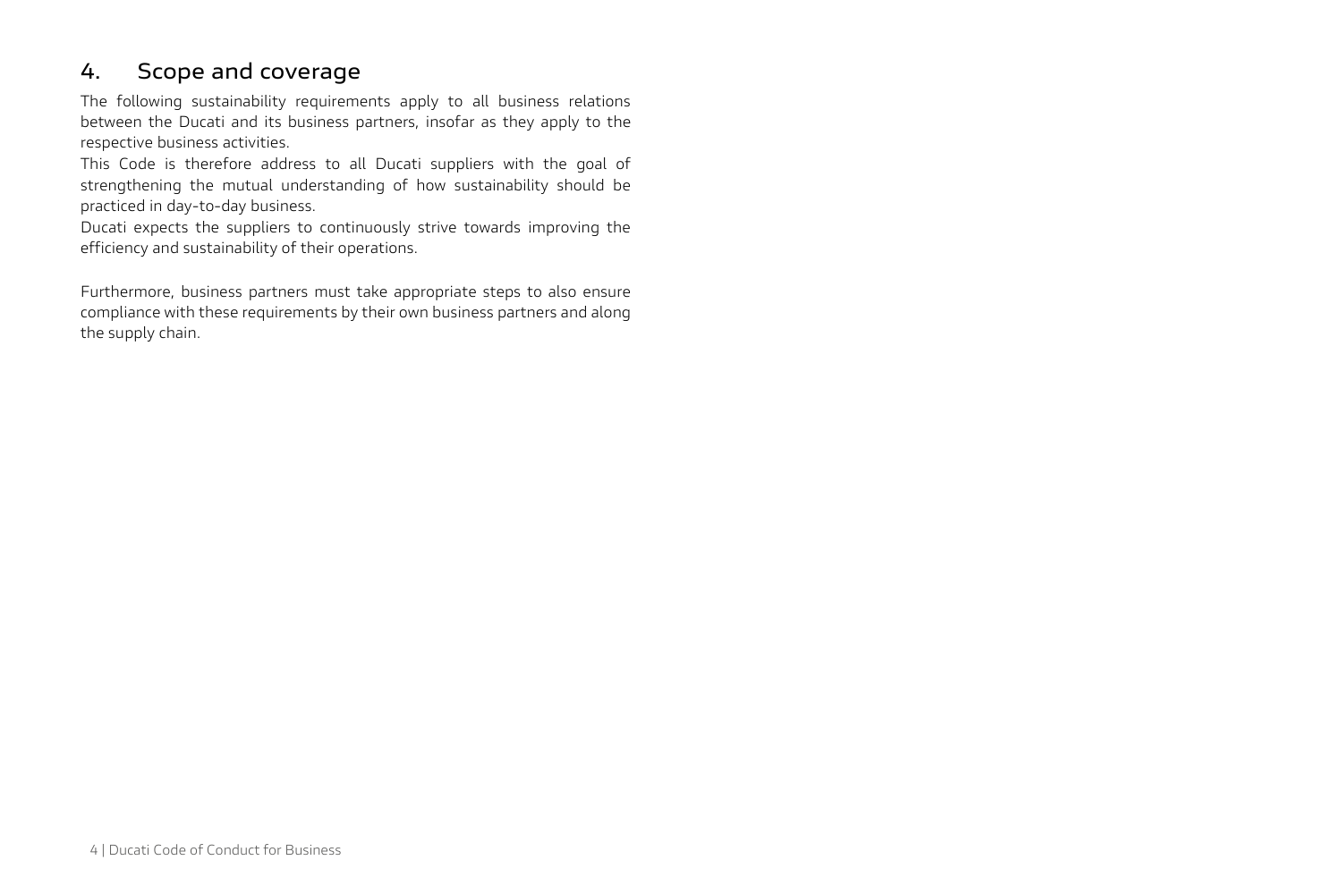## 4. Scope and coverage

The following sustainability requirements apply to all business relations between the Ducati and its business partners, insofar as they apply to the respective business activities.

This Code is therefore address to all Ducati suppliers with the goal of strengthening the mutual understanding of how sustainability should be practiced in day-to-day business.

Ducati expects the suppliers to continuously strive towards improving the efficiency and sustainability of their operations.

Furthermore, business partners must take appropriate steps to also ensure compliance with these requirements by their own business partners and along the supply chain.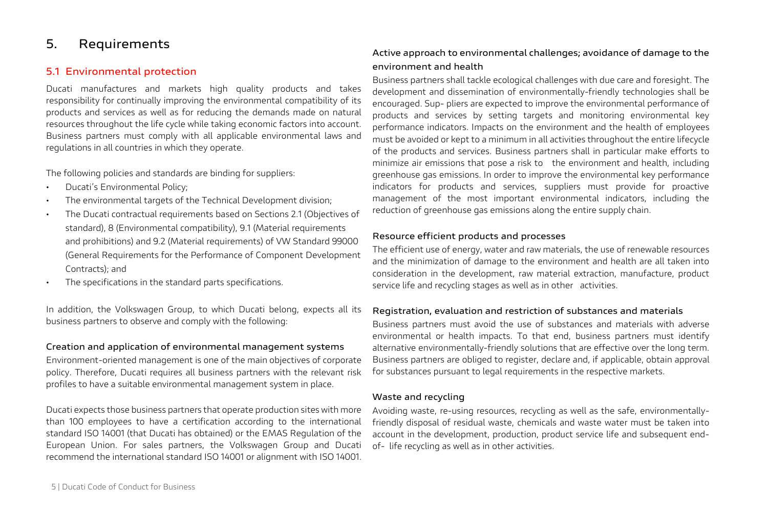# 5. Requirements

## 5.1 Environmental protection

Ducati manufactures and markets high quality products and takes responsibility for continually improving the environmental compatibility of its products and services as well as for reducing the demands made on natural resources throughout the life cycle while taking economic factors into account. Business partners must comply with all applicable environmental laws and regulations in all countries in which they operate.

The following policies and standards are binding for suppliers:

- Ducati's Environmental Policy;
- The environmental targets of the Technical Development division;
- The Ducati contractual requirements based on Sections 2.1 (Objectives of standard), 8 (Environmental compatibility), 9.1 (Material requirements and prohibitions) and 9.2 (Material requirements) of VW Standard 99000 (General Requirements for the Performance of Component Development Contracts); and
- The specifications in the standard parts specifications.

In addition, the Volkswagen Group, to which Ducati belong, expects all its business partners to observe and comply with the following:

### Creation and application of environmental management systems

Environment-oriented management is one of the main objectives of corporate policy. Therefore, Ducati requires all business partners with the relevant risk profiles to have a suitable environmental management system in place.

Ducati expects those business partners that operate production sites with more than 100 employees to have a certification according to the international standard ISO 14001 (that Ducati has obtained) or the EMAS Regulation of the European Union. For sales partners, the Volkswagen Group and Ducati recommend the international standard ISO 14001 or alignment with ISO 14001.

### Active approach to environmental challenges; avoidance of damage to the environment and health

Business partners shall tackle ecological challenges with due care and foresight. The development and dissemination of environmentally-friendly technologies shall be encouraged. Sup- pliers are expected to improve the environmental performance of products and services by setting targets and monitoring environmental key performance indicators. Impacts on the environment and the health of employees must be avoided or kept to a minimum in all activities throughout the entire lifecycle of the products and services. Business partners shall in particular make efforts to minimize air emissions that pose a risk to the environment and health, including greenhouse gas emissions. In order to improve the environmental key performance indicators for products and services, suppliers must provide for proactive management of the most important environmental indicators, including the reduction of greenhouse gas emissions along the entire supply chain.

### Resource efficient products and processes

The efficient use of energy, water and raw materials, the use of renewable resources and the minimization of damage to the environment and health are all taken into consideration in the development, raw material extraction, manufacture, product service life and recycling stages as well as in other activities.

### Registration, evaluation and restriction of substances and materials

Business partners must avoid the use of substances and materials with adverse environmental or health impacts. To that end, business partners must identify alternative environmentally-friendly solutions that are effective over the long term. Business partners are obliged to register, declare and, if applicable, obtain approval for substances pursuant to legal requirements in the respective markets.

### Waste and recycling

Avoiding waste, re-using resources, recycling as well as the safe, environmentally-friendly disposal of residual waste, chemicals and waste water must be taken into account in the development, production, product service life and subsequent end-of- life recycling as well as in other activities.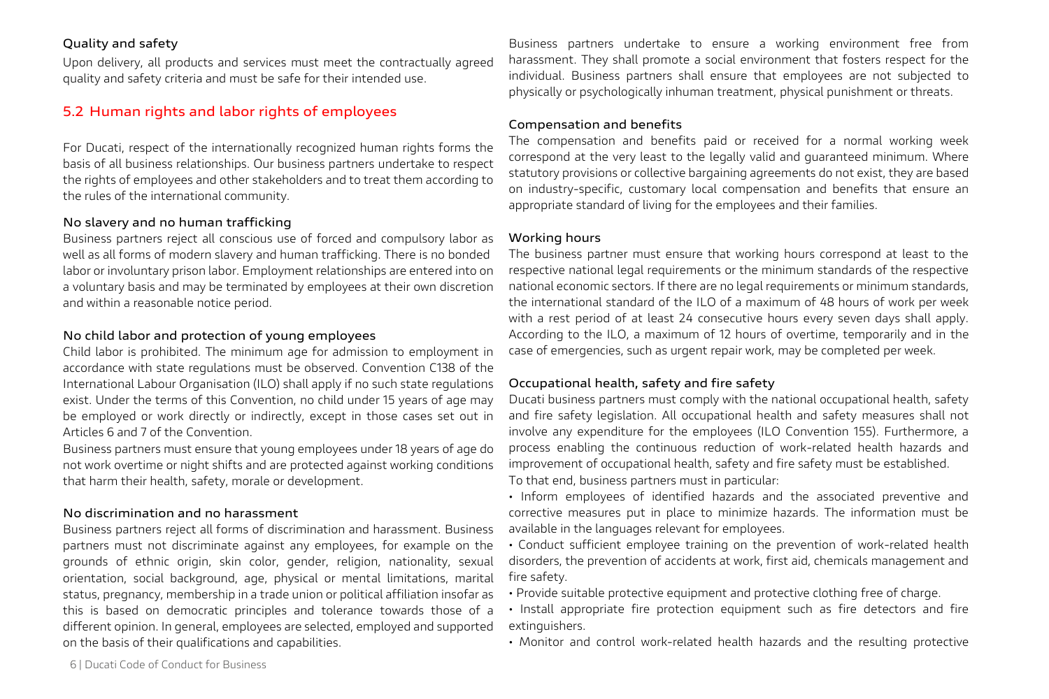### Quality and safety

Upon delivery, all products and services must meet the contractually agreed quality and safety criteria and must be safe for their intended use.

## 5.2 Human rights and labor rights of employees

For Ducati, respect of the internationally recognized human rights forms the basis of all business relationships. Our business partners undertake to respect the rights of employees and other stakeholders and to treat them according to the rules of the international community.

### No slavery and no human trafficking

Business partners reject all conscious use of forced and compulsory labor as well as all forms of modern slavery and human trafficking. There is no bonded labor or involuntary prison labor. Employment relationships are entered into on a voluntary basis and may be terminated by employees at their own discretion and within a reasonable notice period.

### No child labor and protection of young employees

Child labor is prohibited. The minimum age for admission to employment in accordance with state regulations must be observed. Convention C138 of the International Labour Organisation (ILO) shall apply if no such state regulations exist. Under the terms of this Convention, no child under 15 years of age may be employed or work directly or indirectly, except in those cases set out in Articles 6 and 7 of the Convention.

Business partners must ensure that young employees under 18 years of age do not work overtime or night shifts and are protected against working conditions that harm their health, safety, morale or development.

### No discrimination and no harassment

Business partners reject all forms of discrimination and harassment. Business partners must not discriminate against any employees, for example on the grounds of ethnic origin, skin color, gender, religion, nationality, sexual orientation, social background, age, physical or mental limitations, marital status, pregnancy, membership in a trade union or political affiliation insofar as this is based on democratic principles and tolerance towards those of a different opinion. In general, employees are selected, employed and supported on the basis of their qualifications and capabilities.

Business partners undertake to ensure a working environment free from harassment. They shall promote a social environment that fosters respect for the individual. Business partners shall ensure that employees are not subjected to physically or psychologically inhuman treatment, physical punishment or threats.

### Compensation and benefits

The compensation and benefits paid or received for a normal working week correspond at the very least to the legally valid and guaranteed minimum. Where statutory provisions or collective bargaining agreements do not exist, they are based on industry-specific, customary local compensation and benefits that ensure an appropriate standard of living for the employees and their families.

### Working hours

The business partner must ensure that working hours correspond at least to the respective national legal requirements or the minimum standards of the respective national economic sectors. If there are no legal requirements or minimum standards, the international standard of the ILO of a maximum of 48 hours of work per week with a rest period of at least 24 consecutive hours every seven days shall apply. According to the ILO, a maximum of 12 hours of overtime, temporarily and in the case of emergencies, such as urgent repair work, may be completed per week.

### Occupational health, safety and fire safety

Ducati business partners must comply with the national occupational health, safety and fire safety legislation. All occupational health and safety measures shall not involve any expenditure for the employees (ILO Convention 155). Furthermore, a process enabling the continuous reduction of work-related health hazards and improvement of occupational health, safety and fire safety must be established.

To that end, business partners must in particular:

- Inform employees of identified hazards and the associated preventive and corrective measures put in place to minimize hazards. The information must be available in the languages relevant for employees.
- Conduct sufficient employee training on the prevention of work-related health disorders, the prevention of accidents at work, first aid, chemicals management and fire safety.
- Provide suitable protective equipment and protective clothing free of charge.
- Install appropriate fire protection equipment such as fire detectors and fire extinguishers.
- Monitor and control work-related health hazards and the resulting protective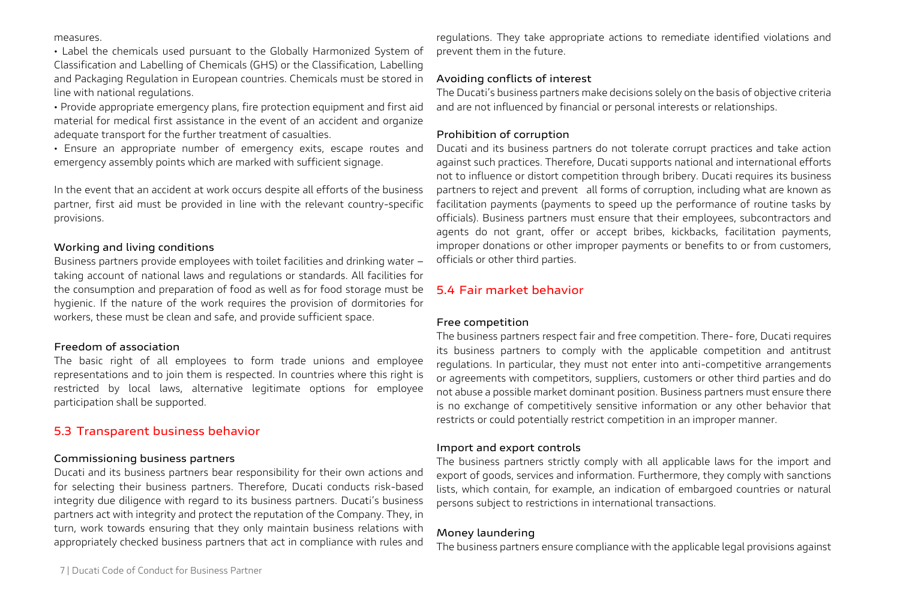measures.

- Label the chemicals used pursuant to the Globally Harmonized System of Classification and Labelling of Chemicals (GHS) or the Classification, Labelling and Packaging Regulation in European countries. Chemicals must be stored in line with national regulations.
- Provide appropriate emergency plans, fire protection equipment and first aid material for medical first assistance in the event of an accident and organize adequate transport for the further treatment of casualties.
- Ensure an appropriate number of emergency exits, escape routes and emergency assembly points which are marked with sufficient signage.

In the event that an accident at work occurs despite all efforts of the business partner, first aid must be provided in line with the relevant country-specific provisions.

### Working and living conditions

Business partners provide employees with toilet facilities and drinking water – taking account of national laws and regulations or standards. All facilities for the consumption and preparation of food as well as for food storage must be hygienic. If the nature of the work requires the provision of dormitories for workers, these must be clean and safe, and provide sufficient space.

### Freedom of association

The basic right of all employees to form trade unions and employee representations and to join them is respected. In countries where this right is restricted by local laws, alternative legitimate options for employee participation shall be supported.

## 5.3 Transparent business behavior

### Commissioning business partners

Ducati and its business partners bear responsibility for their own actions and for selecting their business partners. Therefore, Ducati conducts risk-based integrity due diligence with regard to its business partners. Ducati's business partners act with integrity and protect the reputation of the Company. They, in turn, work towards ensuring that they only maintain business relations with appropriately checked business partners that act in compliance with rules and regulations. They take appropriate actions to remediate identified violations and prevent them in the future.

### Avoiding conflicts of interest

The Ducati's business partners make decisions solely on the basis of objective criteria and are not influenced by financial or personal interests or relationships.

### Prohibition of corruption

Ducati and its business partners do not tolerate corrupt practices and take action against such practices. Therefore, Ducati supports national and international efforts not to influence or distort competition through bribery. Ducati requires its business partners to reject and prevent all forms of corruption, including what are known as facilitation payments (payments to speed up the performance of routine tasks by officials). Business partners must ensure that their employees, subcontractors and agents do not grant, offer or accept bribes, kickbacks, facilitation payments, improper donations or other improper payments or benefits to or from customers, officials or other third parties.

## 5.4 Fair market behavior

### Free competition

The business partners respect fair and free competition. There- fore, Ducati requires its business partners to comply with the applicable competition and antitrust regulations. In particular, they must not enter into anti-competitive arrangements or agreements with competitors, suppliers, customers or other third parties and do not abuse a possible market dominant position. Business partners must ensure there is no exchange of competitively sensitive information or any other behavior that restricts or could potentially restrict competition in an improper manner.

### Import and export controls

The business partners strictly comply with all applicable laws for the import and export of goods, services and information. Furthermore, they comply with sanctions lists, which contain, for example, an indication of embargoed countries or natural persons subject to restrictions in international transactions.

### Money laundering

The business partners ensure compliance with the applicable legal provisions against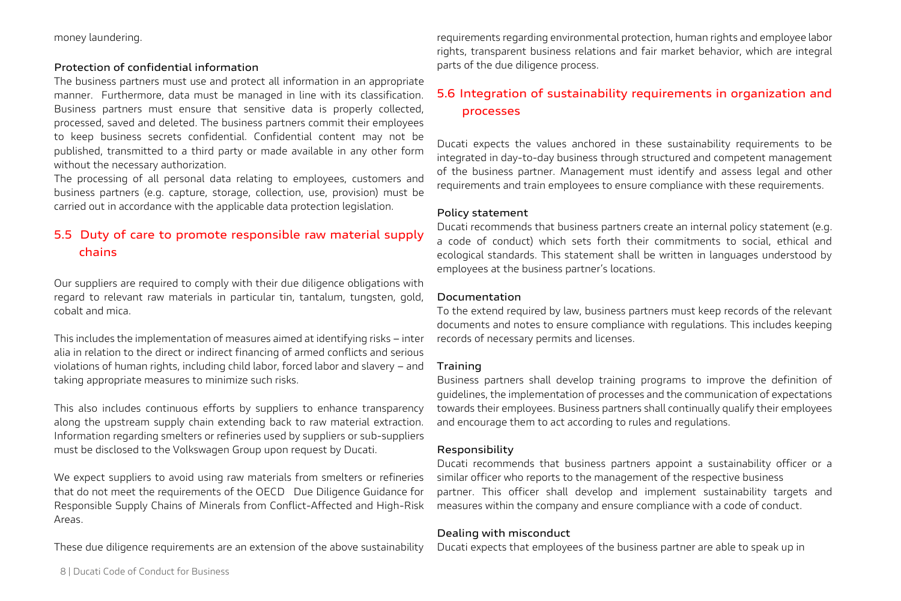money laundering.

**Protection of confidential information**

The business partners must use and protect all information in an appropriate manner. Furthermore, data must be managed in line with its classification. Business partners must ensure that sensitive data is properly collected, processed, saved and deleted. The business partners commit their employees to keep business secrets confidential. Confidential content may not be published, transmitted to a third party or made available in any other form without the necessary authorization.

The processing of all personal data relating to employees, customers and business partners (e.g. capture, storage, collection, use, provision) must be carried out in accordance with the applicable data protection legislation.

## 5.5 Duty of care to promote responsible raw material supply chains

Our suppliers are required to comply with their due diligence obligations with regard to relevant raw materials in particular tin, tantalum, tungsten, gold, cobalt and mica.

This includes the implementation of measures aimed at identifying risks – inter alia in relation to the direct or indirect financing of armed conflicts and serious violations of human rights, including child labor, forced labor and slavery – and taking appropriate measures to minimize such risks.

This also includes continuous efforts by suppliers to enhance transparency along the upstream supply chain extending back to raw material extraction. Information regarding smelters or refineries used by suppliers or sub-suppliers must be disclosed to the Volkswagen Group upon request by Ducati.

We expect suppliers to avoid using raw materials from smelters or refineries that do not meet the requirements of the OECD Due Diligence Guidance for Responsible Supply Chains of Minerals from Conflict-Affected and High-Risk Areas.

These due diligence requirements are an extension of the above sustainability requirements regarding environmental protection, human rights and employee labor rights, transparent business relations and fair market behavior, which are integral parts of the due diligence process.

## 5.6 Integration of sustainability requirements in organization and processes

Ducati expects the values anchored in these sustainability requirements to be integrated in day-to-day business through structured and competent management of the business partner. Management must identify and assess legal and other requirements and train employees to ensure compliance with these requirements.

**Policy statement**

Ducati recommends that business partners create an internal policy statement (e.g. a code of conduct) which sets forth their commitments to social, ethical and ecological standards. This statement shall be written in languages understood by employees at the business partner's locations.

**Documentation**

To the extend required by law, business partners must keep records of the relevant documents and notes to ensure compliance with regulations. This includes keeping records of necessary permits and licenses.

**Training**

Business partners shall develop training programs to improve the definition of guidelines, the implementation of processes and the communication of expectations towards their employees. Business partners shall continually qualify their employees and encourage them to act according to rules and regulations.

**Responsibility**

Ducati recommends that business partners appoint a sustainability officer or a similar officer who reports to the management of the respective business partner. This officer shall develop and implement sustainability targets and measures within the company and ensure compliance with a code of conduct.

**Dealing with misconduct**

Ducati expects that employees of the business partner are able to speak up in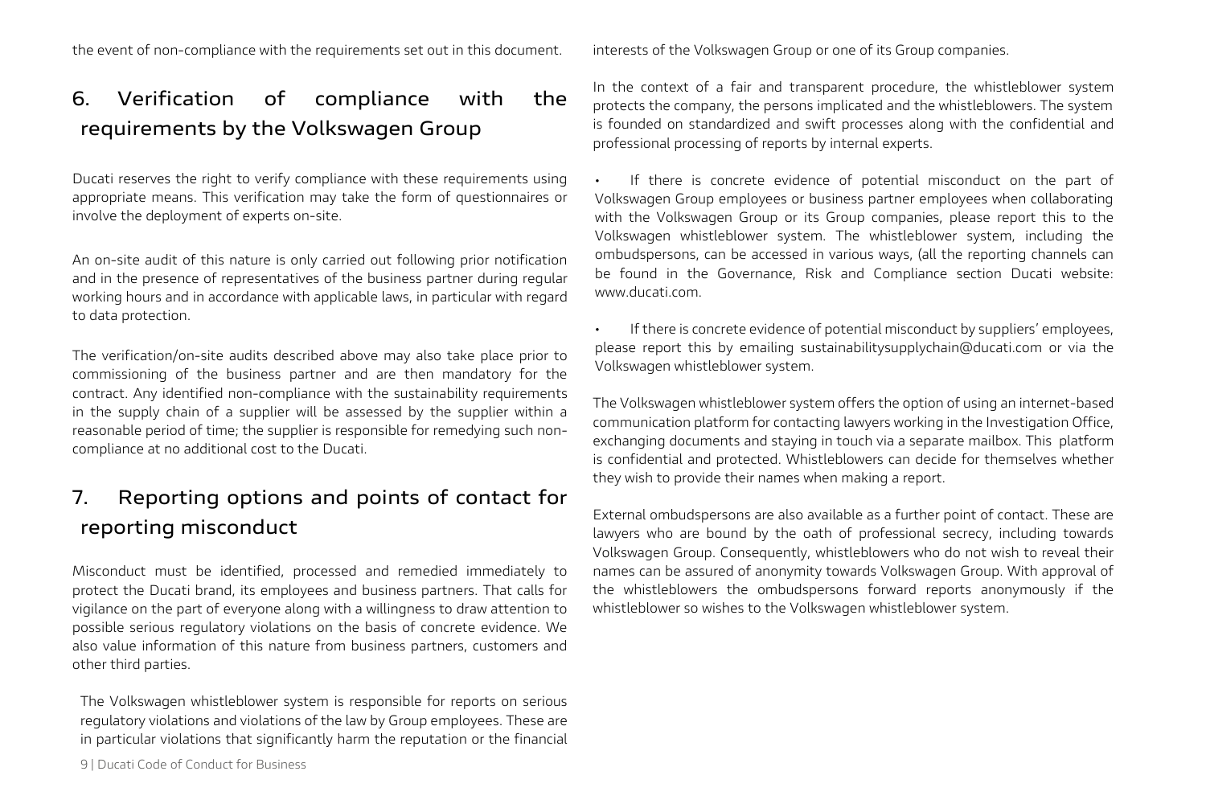the event of non-compliance with the requirements set out in this document.

## 6. Verification of compliance with the requirements by the Volkswagen Group

Ducati reserves the right to verify compliance with these requirements using appropriate means. This verification may take the form of questionnaires or involve the deployment of experts on-site.

An on-site audit of this nature is only carried out following prior notification and in the presence of representatives of the business partner during regular working hours and in accordance with applicable laws, in particular with regard to data protection.

The verification/on-site audits described above may also take place prior to commissioning of the business partner and are then mandatory for the contract. Any identified non-compliance with the sustainability requirements in the supply chain of a supplier will be assessed by the supplier within a reasonable period of time; the supplier is responsible for remedying such non-compliance at no additional cost to the Ducati.

## 7. Reporting options and points of contact for reporting misconduct

Misconduct must be identified, processed and remedied immediately to protect the Ducati brand, its employees and business partners. That calls for vigilance on the part of everyone along with a willingness to draw attention to possible serious regulatory violations on the basis of concrete evidence. We also value information of this nature from business partners, customers and other third parties.

The Volkswagen whistleblower system is responsible for reports on serious regulatory violations and violations of the law by Group employees. These are in particular violations that significantly harm the reputation or the financial interests of the Volkswagen Group or one of its Group companies.

In the context of a fair and transparent procedure, the whistleblower system protects the company, the persons implicated and the whistleblowers. The system is founded on standardized and swift processes along with the confidential and professional processing of reports by internal experts.

- If there is concrete evidence of potential misconduct on the part of Volkswagen Group employees or business partner employees when collaborating with the Volkswagen Group or its Group companies, please report this to the Volkswagen whistleblower system. The whistleblower system, including the ombudspersons, can be accessed in various ways, (all the reporting channels can be found in the Governance, Risk and Compliance section Ducati website: www.ducati.com.
- If there is concrete evidence of potential misconduct by suppliers' employees, please report this by emailing sustainabilitysupplychain@ducati.com or via the Volkswagen whistleblower system.

The Volkswagen whistleblower system offers the option of using an internet-based communication platform for contacting lawyers working in the Investigation Office, exchanging documents and staying in touch via a separate mailbox. This platform is confidential and protected. Whistleblowers can decide for themselves whether they wish to provide their names when making a report.

External ombudspersons are also available as a further point of contact. These are lawyers who are bound by the oath of professional secrecy, including towards Volkswagen Group. Consequently, whistleblowers who do not wish to reveal their names can be assured of anonymity towards Volkswagen Group. With approval of the whistleblowers the ombudspersons forward reports anonymously if the whistleblower so wishes to the Volkswagen whistleblower system.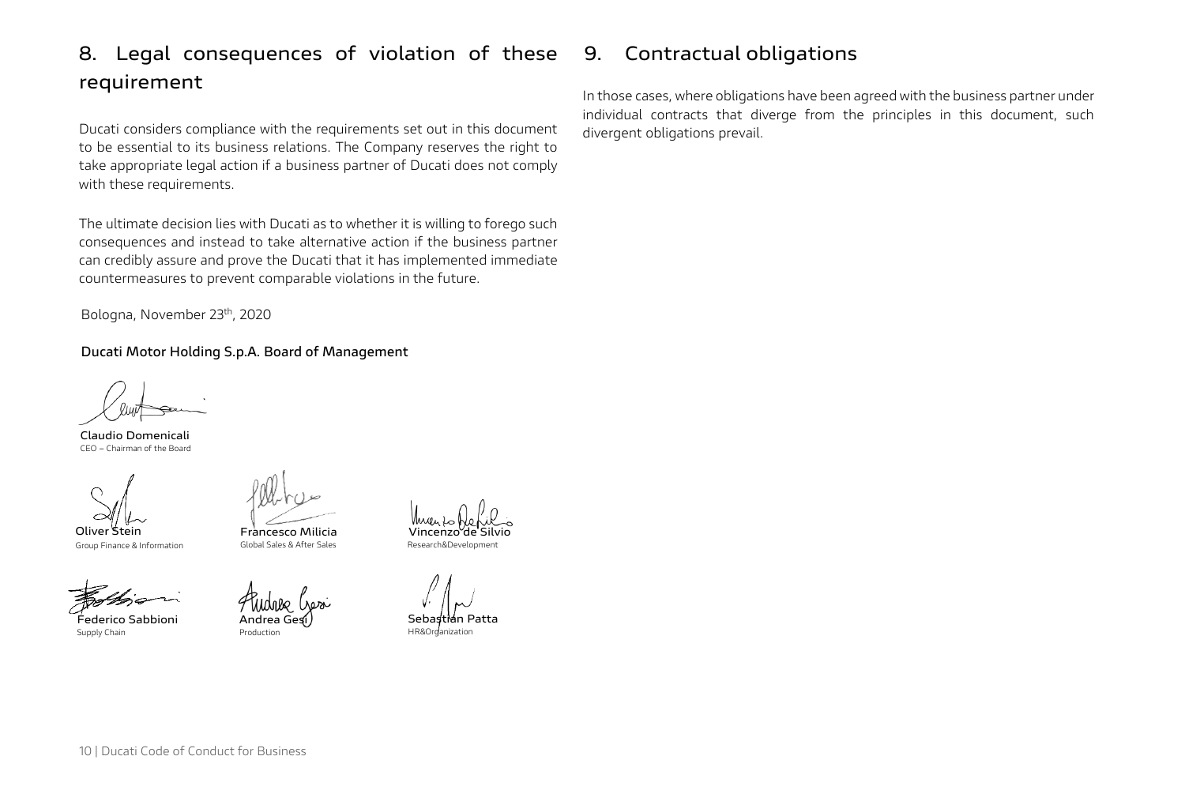## 8. Legal consequences of violation of these requirement

Ducati considers compliance with the requirements set out in this document to be essential to its business relations. The Company reserves the right to take appropriate legal action if a business partner of Ducati does not comply with these requirements.

The ultimate decision lies with Ducati as to whether it is willing to forego such consequences and instead to take alternative action if the business partner can credibly assure and prove the Ducati that it has implemented immediate countermeasures to prevent comparable violations in the future.

Bologna, November 23th, 2020

**Ducati Motor Holding S.p.A. Board of Management**

Claudio Domenicali
CEO – Chairman of the Board

Oliver Stein
Group Finance & Information

Francesco Milicia
Global Sales & After Sales

Vincenzo de Silvio
Research&Development

Federico Sabbioni
Supply Chain

Andrea Gesi
Production

Sebastian Patta
HR&Organization

## 9. Contractual obligations

In those cases, where obligations have been agreed with the business partner under individual contracts that diverge from the principles in this document, such divergent obligations prevail.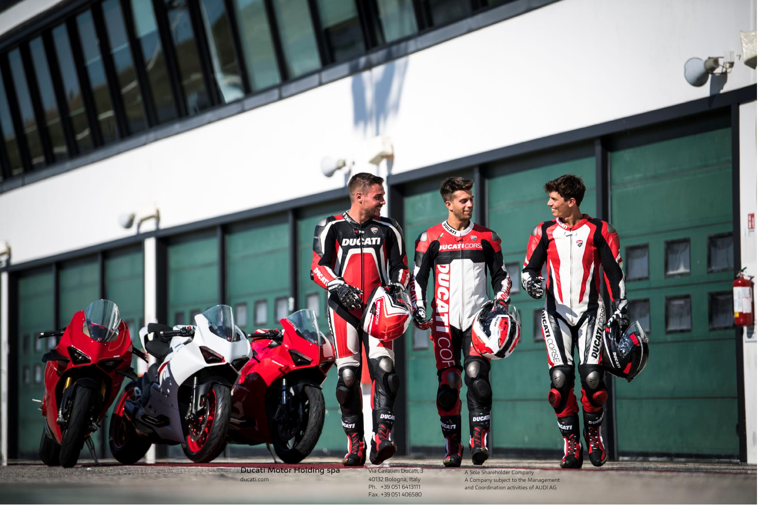**Ducati Motor Holding spa**
ducati.com

Via Cavalieri Ducati, 3
40132 Bologna, Italy
Ph. +39 051 6413111
Fax. +39 051 406580

A Sole Shareholder Company
A Company subject to the Management
and Coordination activities of AUDI AG